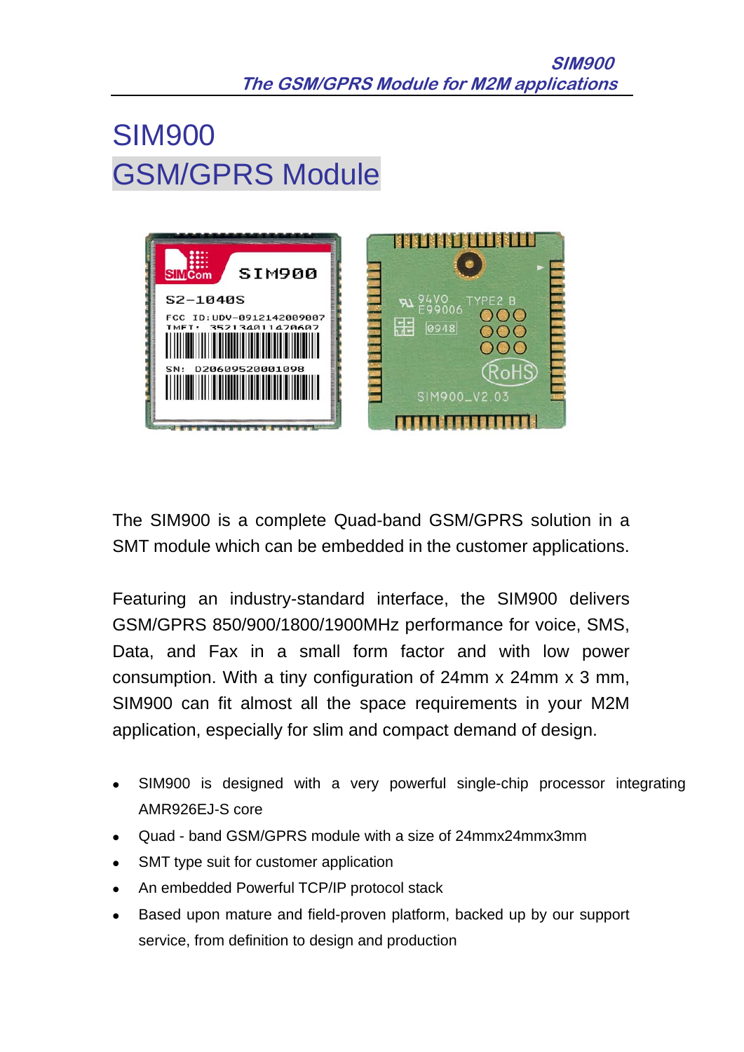# SIM900

# GSM/GPRS Module

The SIM900 is a complete Quad-band GSM/GPRS solution in a SMT module which can be embedded in the customer applications.

Featuring an industry-standard interface, the SIM900 delivers GSM/GPRS 850/900/1800/1900MHz performance for voice, SMS, Data, and Fax in a small form factor and with low power consumption. With a tiny configuration of 24mm x 24mm x 3 mm, SIM900 can fit almost all the space requirements in your M2M application, especially for slim and compact demand of design.

- SIM900 is designed with a very powerful single-chip processor integrating AMR926EJ-S core
- Quad - band GSM/GPRS module with a size of 24mmx24mmx3mm
- SMT type suit for customer application
- An embedded Powerful TCP/IP protocol stack
- Based upon mature and field-proven platform, backed up by our support service, from definition to design and production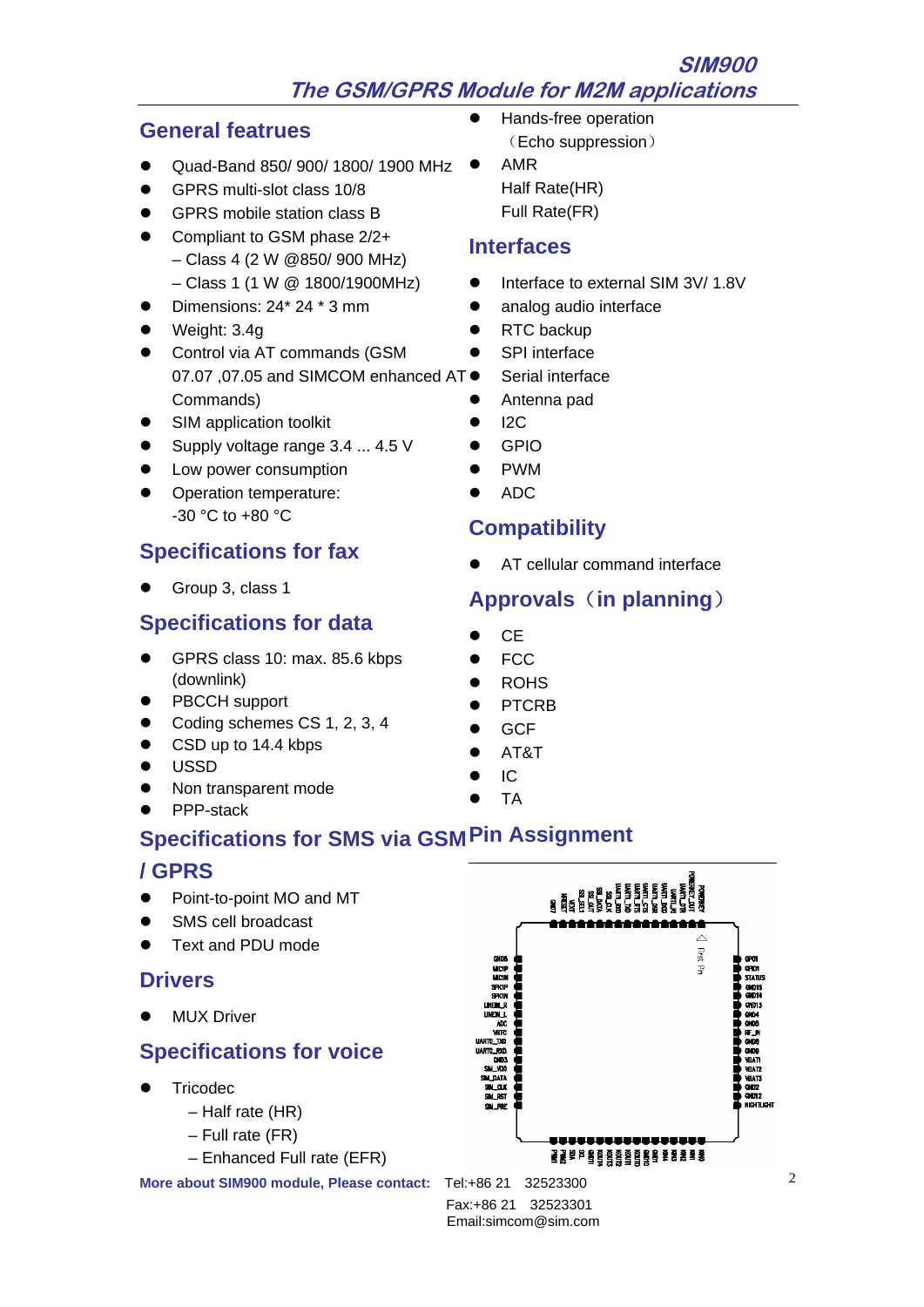## General featrues

- Quad-Band 850/ 900/ 1800/ 1900 MHz
- GPRS multi-slot class 10/8
- GPRS mobile station class B
- Compliant to GSM phase 2/2+
  – Class 4 (2 W @850/ 900 MHz)
  – Class 1 (1 W @ 1800/1900MHz)
- Dimensions: 24* 24 * 3 mm
- Weight: 3.4g
- Control via AT commands (GSM 07.07 ,07.05 and SIMCOM enhanced AT Commands)
- SIM application toolkit
- Supply voltage range 3.4 ... 4.5 V
- Low power consumption
- Operation temperature: -30 °C to +80 °C

## Specifications for fax

- Group 3, class 1

## Specifications for data

- GPRS class 10: max. 85.6 kbps (downlink)
- PBCCH support
- Coding schemes CS 1, 2, 3, 4
- CSD up to 14.4 kbps
- USSD
- Non transparent mode
- PPP-stack

## Specifications for SMS via GSM / GPRS

- Point-to-point MO and MT
- SMS cell broadcast
- Text and PDU mode

## Drivers

- MUX Driver

## Specifications for voice

- Tricodec
  – Half rate (HR)
  – Full rate (FR)
  – Enhanced Full rate (EFR)
- Hands-free operation
  （Echo suppression）
- AMR
  Half Rate(HR)
  Full Rate(FR)

## Interfaces

- Interface to external SIM 3V/ 1.8V
- analog audio interface
- RTC backup
- SPI interface
- Serial interface
- Antenna pad
- I2C
- GPIO
- PWM
- ADC

## Compatibility

- AT cellular command interface

## Approvals（in planning）

- CE
- FCC
- ROHS
- PTCRB
- GCF
- AT&T
- IC
- TA

## Pin Assignment

**More about SIM900 module, Please contact:** Tel:+86 21 32523300
Fax:+86 21 32523301
Email:simcom@sim.com